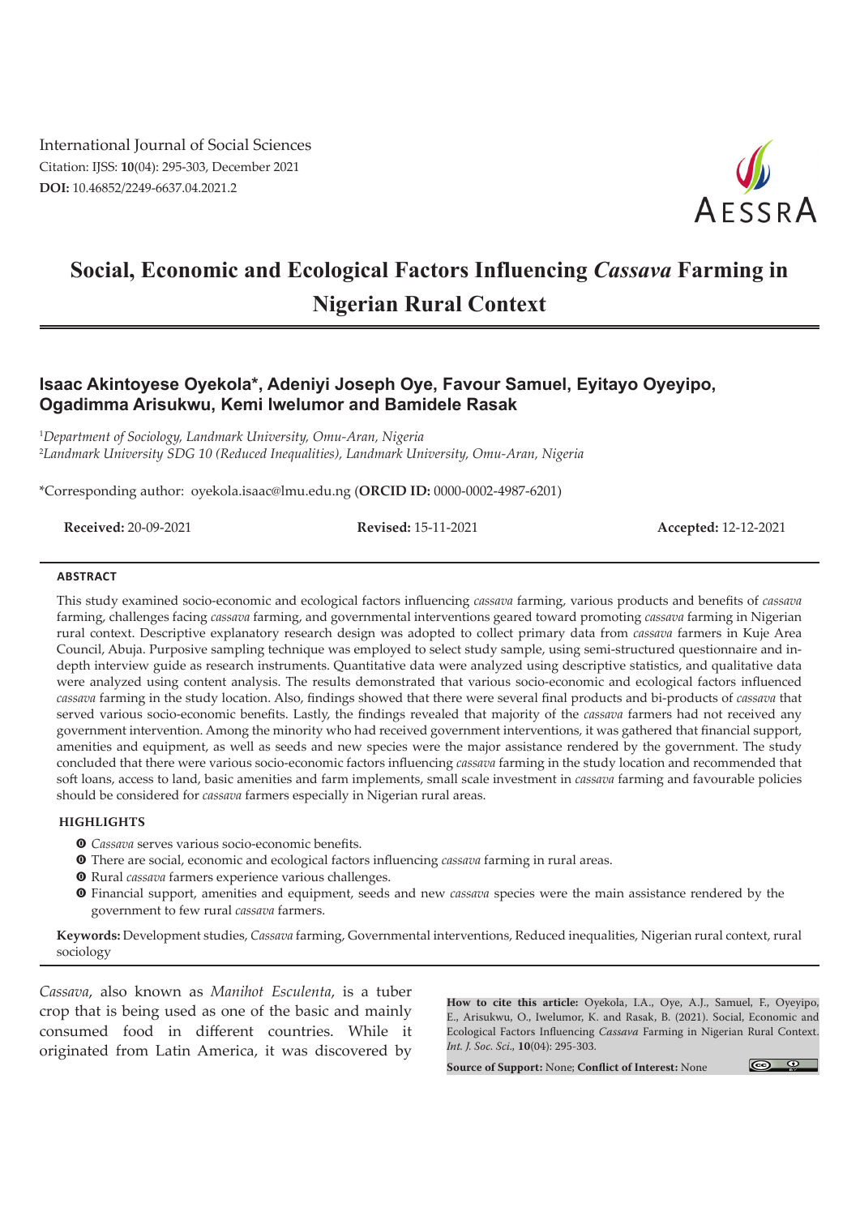International Journal of Social Sciences
Citation: IJSS: **10**(04): 295-303, December 2021
**DOI:** 10.46852/2249-6637.04.2021.2

# Social, Economic and Ecological Factors Influencing *Cassava* Farming in Nigerian Rural Context

**Isaac Akintoyese Oyekola*, Adeniyi Joseph Oye, Favour Samuel, Eyitayo Oyeyipo, Ogadimma Arisukwu, Kemi Iwelumor and Bamidele Rasak**

[1]*Department of Sociology, Landmark University, Omu-Aran, Nigeria*
[2]*Landmark University SDG 10 (Reduced Inequalities), Landmark University, Omu-Aran, Nigeria*

*Corresponding author: oyekola.isaac@lmu.edu.ng (**ORCID ID:** 0000-0002-4987-6201)

**Received:** 20-09-2021 **Revised:** 15-11-2021 **Accepted:** 12-12-2021

## ABSTRACT

This study examined socio-economic and ecological factors influencing *cassava* farming, various products and benefits of *cassava* farming, challenges facing *cassava* farming, and governmental interventions geared toward promoting *cassava* farming in Nigerian rural context. Descriptive explanatory research design was adopted to collect primary data from *cassava* farmers in Kuje Area Council, Abuja. Purposive sampling technique was employed to select study sample, using semi-structured questionnaire and in-depth interview guide as research instruments. Quantitative data were analyzed using descriptive statistics, and qualitative data were analyzed using content analysis. The results demonstrated that various socio-economic and ecological factors influenced *cassava* farming in the study location. Also, findings showed that there were several final products and bi-products of *cassava* that served various socio-economic benefits. Lastly, the findings revealed that majority of the *cassava* farmers had not received any government intervention. Among the minority who had received government interventions, it was gathered that financial support, amenities and equipment, as well as seeds and new species were the major assistance rendered by the government. The study concluded that there were various socio-economic factors influencing *cassava* farming in the study location and recommended that soft loans, access to land, basic amenities and farm implements, small scale investment in *cassava* farming and favourable policies should be considered for *cassava* farmers especially in Nigerian rural areas.

## HIGHLIGHTS

- *Cassava* serves various socio-economic benefits.
- There are social, economic and ecological factors influencing *cassava* farming in rural areas.
- Rural *cassava* farmers experience various challenges.
- Financial support, amenities and equipment, seeds and new *cassava* species were the main assistance rendered by the government to few rural *cassava* farmers.

**Keywords:** Development studies, *Cassava* farming, Governmental interventions, Reduced inequalities, Nigerian rural context, rural sociology

*Cassava*, also known as *Manihot Esculenta*, is a tuber crop that is being used as one of the basic and mainly consumed food in different countries. While it originated from Latin America, it was discovered by

**How to cite this article:** Oyekola, I.A., Oye, A.J., Samuel, F., Oyeyipo, E., Arisukwu, O., Iwelumor, K. and Rasak, B. (2021). Social, Economic and Ecological Factors Influencing *Cassava* Farming in Nigerian Rural Context. *Int. J. Soc. Sci.*, **10**(04): 295-303.

**Source of Support:** None; **Conflict of Interest:** None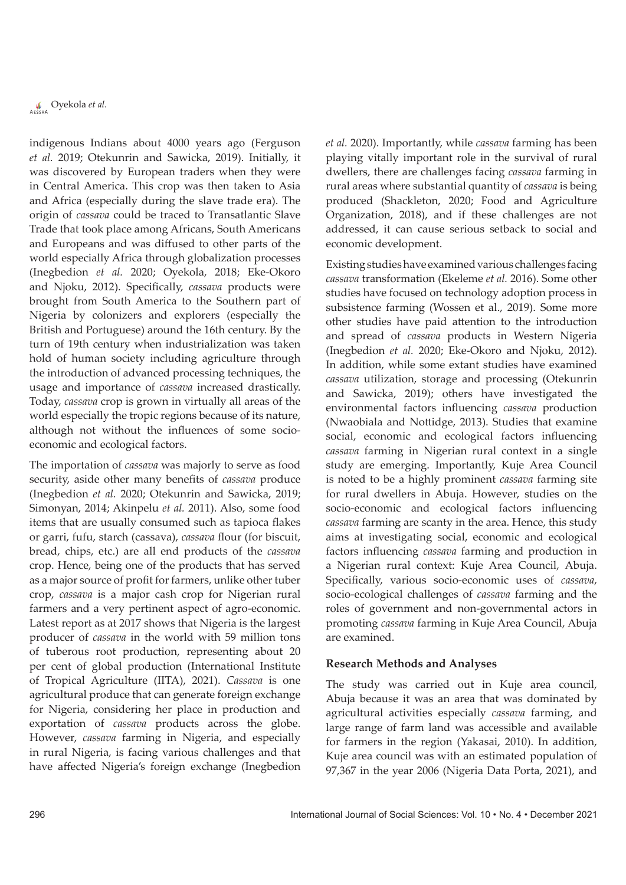indigenous Indians about 4000 years ago (Ferguson *et al.* 2019; Otekunrin and Sawicka, 2019). Initially, it was discovered by European traders when they were in Central America. This crop was then taken to Asia and Africa (especially during the slave trade era). The origin of *cassava* could be traced to Transatlantic Slave Trade that took place among Africans, South Americans and Europeans and was diffused to other parts of the world especially Africa through globalization processes (Inegbedion *et al.* 2020; Oyekola, 2018; Eke-Okoro and Njoku, 2012). Specifically, *cassava* products were brought from South America to the Southern part of Nigeria by colonizers and explorers (especially the British and Portuguese) around the 16th century. By the turn of 19th century when industrialization was taken hold of human society including agriculture through the introduction of advanced processing techniques, the usage and importance of *cassava* increased drastically. Today, *cassava* crop is grown in virtually all areas of the world especially the tropic regions because of its nature, although not without the influences of some socio-economic and ecological factors.

The importation of *cassava* was majorly to serve as food security, aside other many benefits of *cassava* produce (Inegbedion *et al.* 2020; Otekunrin and Sawicka, 2019; Simonyan, 2014; Akinpelu *et al.* 2011). Also, some food items that are usually consumed such as tapioca flakes or garri, fufu, starch (cassava), *cassava* flour (for biscuit, bread, chips, etc.) are all end products of the *cassava* crop. Hence, being one of the products that has served as a major source of profit for farmers, unlike other tuber crop, *cassava* is a major cash crop for Nigerian rural farmers and a very pertinent aspect of agro-economic. Latest report as at 2017 shows that Nigeria is the largest producer of *cassava* in the world with 59 million tons of tuberous root production, representing about 20 per cent of global production (International Institute of Tropical Agriculture (IITA), 2021). *Cassava* is one agricultural produce that can generate foreign exchange for Nigeria, considering her place in production and exportation of *cassava* products across the globe. However, *cassava* farming in Nigeria, and especially in rural Nigeria, is facing various challenges and that have affected Nigeria's foreign exchange (Inegbedion *et al.* 2020). Importantly, while *cassava* farming has been playing vitally important role in the survival of rural dwellers, there are challenges facing *cassava* farming in rural areas where substantial quantity of *cassava* is being produced (Shackleton, 2020; Food and Agriculture Organization, 2018), and if these challenges are not addressed, it can cause serious setback to social and economic development.

Existing studies have examined various challenges facing *cassava* transformation (Ekeleme *et al.* 2016). Some other studies have focused on technology adoption process in subsistence farming (Wossen et al., 2019). Some more other studies have paid attention to the introduction and spread of *cassava* products in Western Nigeria (Inegbedion *et al.* 2020; Eke-Okoro and Njoku, 2012). In addition, while some extant studies have examined *cassava* utilization, storage and processing (Otekunrin and Sawicka, 2019); others have investigated the environmental factors influencing *cassava* production (Nwaobiala and Nottidge, 2013). Studies that examine social, economic and ecological factors influencing *cassava* farming in Nigerian rural context in a single study are emerging. Importantly, Kuje Area Council is noted to be a highly prominent *cassava* farming site for rural dwellers in Abuja. However, studies on the socio-economic and ecological factors influencing *cassava* farming are scanty in the area. Hence, this study aims at investigating social, economic and ecological factors influencing *cassava* farming and production in a Nigerian rural context: Kuje Area Council, Abuja. Specifically, various socio-economic uses of *cassava*, socio-ecological challenges of *cassava* farming and the roles of government and non-governmental actors in promoting *cassava* farming in Kuje Area Council, Abuja are examined.

## Research Methods and Analyses

The study was carried out in Kuje area council, Abuja because it was an area that was dominated by agricultural activities especially *cassava* farming, and large range of farm land was accessible and available for farmers in the region (Yakasai, 2010). In addition, Kuje area council was with an estimated population of 97,367 in the year 2006 (Nigeria Data Porta, 2021), and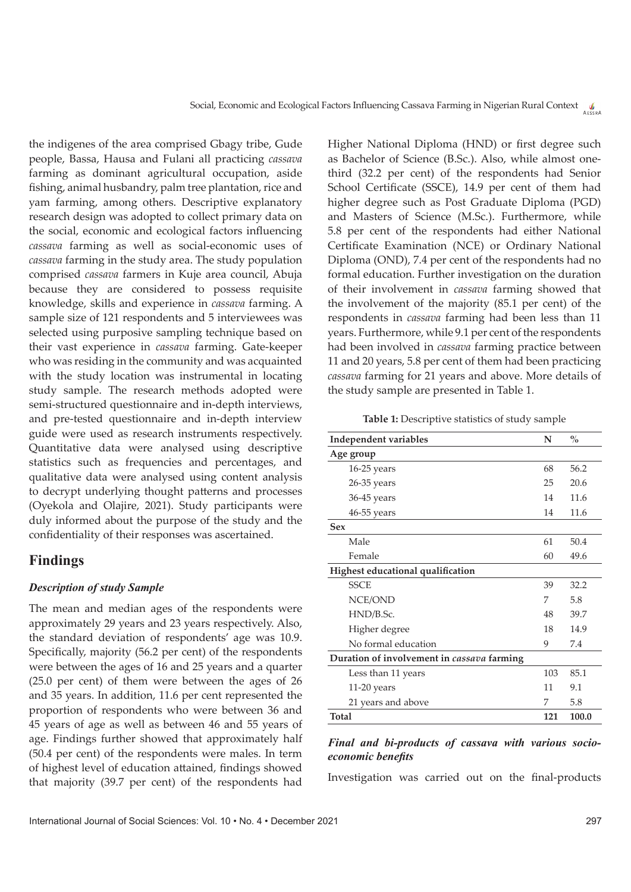the indigenes of the area comprised Gbagy tribe, Gude people, Bassa, Hausa and Fulani all practicing *cassava* farming as dominant agricultural occupation, aside fishing, animal husbandry, palm tree plantation, rice and yam farming, among others. Descriptive explanatory research design was adopted to collect primary data on the social, economic and ecological factors influencing *cassava* farming as well as social-economic uses of *cassava* farming in the study area. The study population comprised *cassava* farmers in Kuje area council, Abuja because they are considered to possess requisite knowledge, skills and experience in *cassava* farming. A sample size of 121 respondents and 5 interviewees was selected using purposive sampling technique based on their vast experience in *cassava* farming. Gate-keeper who was residing in the community and was acquainted with the study location was instrumental in locating study sample. The research methods adopted were semi-structured questionnaire and in-depth interviews, and pre-tested questionnaire and in-depth interview guide were used as research instruments respectively. Quantitative data were analysed using descriptive statistics such as frequencies and percentages, and qualitative data were analysed using content analysis to decrypt underlying thought patterns and processes (Oyekola and Olajire, 2021). Study participants were duly informed about the purpose of the study and the confidentiality of their responses was ascertained.

## Findings

### *Description of study Sample*

The mean and median ages of the respondents were approximately 29 years and 23 years respectively. Also, the standard deviation of respondents' age was 10.9. Specifically, majority (56.2 per cent) of the respondents were between the ages of 16 and 25 years and a quarter (25.0 per cent) of them were between the ages of 26 and 35 years. In addition, 11.6 per cent represented the proportion of respondents who were between 36 and 45 years of age as well as between 46 and 55 years of age. Findings further showed that approximately half (50.4 per cent) of the respondents were males. In term of highest level of education attained, findings showed that majority (39.7 per cent) of the respondents had Higher National Diploma (HND) or first degree such as Bachelor of Science (B.Sc.). Also, while almost one-third (32.2 per cent) of the respondents had Senior School Certificate (SSCE), 14.9 per cent of them had higher degree such as Post Graduate Diploma (PGD) and Masters of Science (M.Sc.). Furthermore, while 5.8 per cent of the respondents had either National Certificate Examination (NCE) or Ordinary National Diploma (OND), 7.4 per cent of the respondents had no formal education. Further investigation on the duration of their involvement in *cassava* farming showed that the involvement of the majority (85.1 per cent) of the respondents in *cassava* farming had been less than 11 years. Furthermore, while 9.1 per cent of the respondents had been involved in *cassava* farming practice between 11 and 20 years, 5.8 per cent of them had been practicing *cassava* farming for 21 years and above. More details of the study sample are presented in Table 1.

**Table 1:** Descriptive statistics of study sample

| Independent variables | N | % |
|---|---|---|
| **Age group** | | |
| 16-25 years | 68 | 56.2 |
| 26-35 years | 25 | 20.6 |
| 36-45 years | 14 | 11.6 |
| 46-55 years | 14 | 11.6 |
| **Sex** | | |
| Male | 61 | 50.4 |
| Female | 60 | 49.6 |
| **Highest educational qualification** | | |
| SSCE | 39 | 32.2 |
| NCE/OND | 7 | 5.8 |
| HND/B.Sc. | 48 | 39.7 |
| Higher degree | 18 | 14.9 |
| No formal education | 9 | 7.4 |
| **Duration of involvement in *cassava* farming** | | |
| Less than 11 years | 103 | 85.1 |
| 11-20 years | 11 | 9.1 |
| 21 years and above | 7 | 5.8 |
| **Total** | **121** | **100.0** |

### *Final and bi-products of cassava with various socio-economic benefits*

Investigation was carried out on the final-products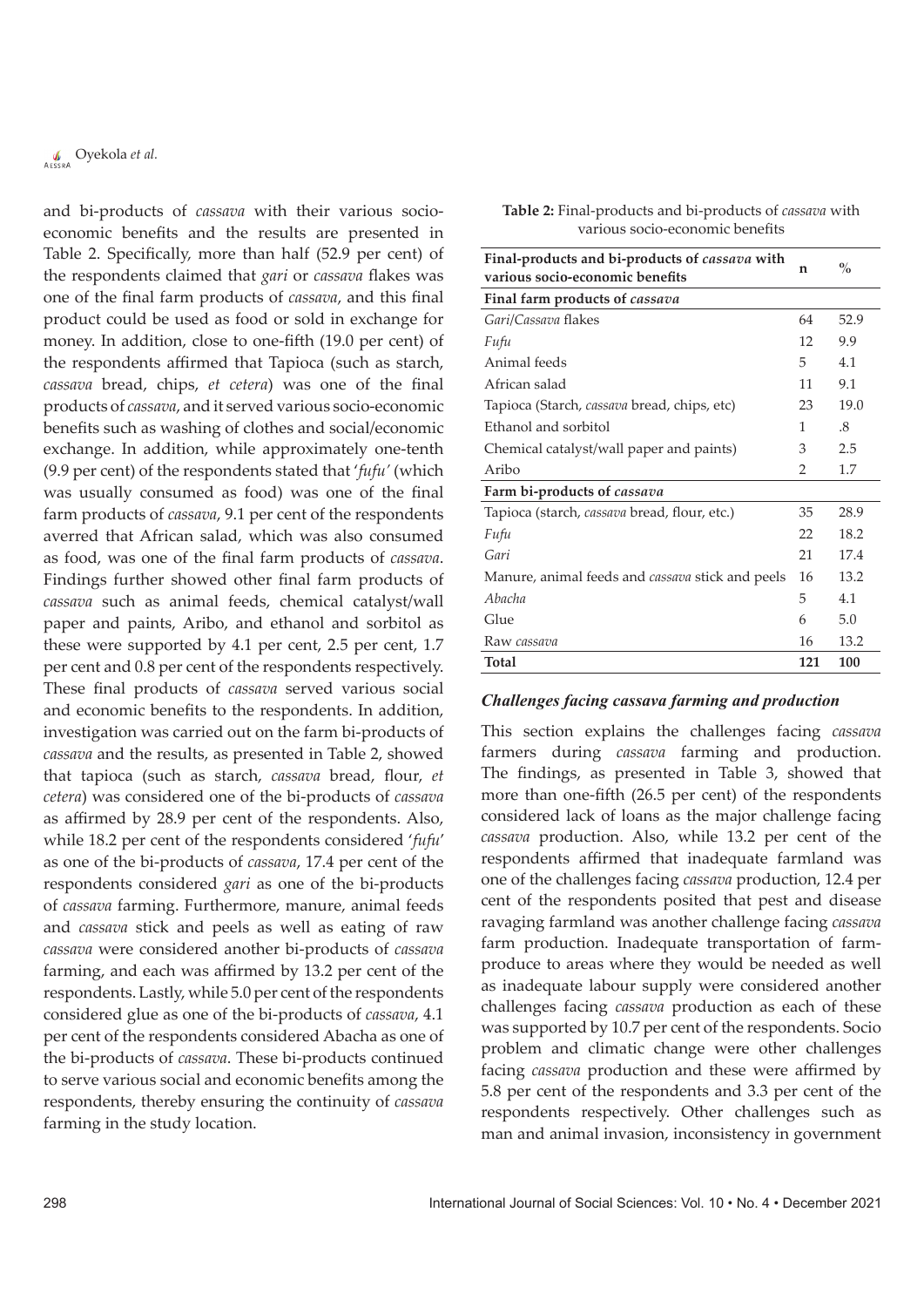and bi-products of *cassava* with their various socio-economic benefits and the results are presented in Table 2. Specifically, more than half (52.9 per cent) of the respondents claimed that *gari* or *cassava* flakes was one of the final farm products of *cassava*, and this final product could be used as food or sold in exchange for money. In addition, close to one-fifth (19.0 per cent) of the respondents affirmed that Tapioca (such as starch, *cassava* bread, chips, *et cetera*) was one of the final products of *cassava*, and it served various socio-economic benefits such as washing of clothes and social/economic exchange. In addition, while approximately one-tenth (9.9 per cent) of the respondents stated that '*fufu'* (which was usually consumed as food) was one of the final farm products of *cassava*, 9.1 per cent of the respondents averred that African salad, which was also consumed as food, was one of the final farm products of *cassava*. Findings further showed other final farm products of *cassava* such as animal feeds, chemical catalyst/wall paper and paints, Aribo, and ethanol and sorbitol as these were supported by 4.1 per cent, 2.5 per cent, 1.7 per cent and 0.8 per cent of the respondents respectively. These final products of *cassava* served various social and economic benefits to the respondents. In addition, investigation was carried out on the farm bi-products of *cassava* and the results, as presented in Table 2, showed that tapioca (such as starch, *cassava* bread, flour, *et cetera*) was considered one of the bi-products of *cassava* as affirmed by 28.9 per cent of the respondents. Also, while 18.2 per cent of the respondents considered '*fufu*' as one of the bi-products of *cassava*, 17.4 per cent of the respondents considered *gari* as one of the bi-products of *cassava* farming. Furthermore, manure, animal feeds and *cassava* stick and peels as well as eating of raw *cassava* were considered another bi-products of *cassava* farming, and each was affirmed by 13.2 per cent of the respondents. Lastly, while 5.0 per cent of the respondents considered glue as one of the bi-products of *cassava*, 4.1 per cent of the respondents considered Abacha as one of the bi-products of *cassava*. These bi-products continued to serve various social and economic benefits among the respondents, thereby ensuring the continuity of *cassava* farming in the study location.

**Table 2:** Final-products and bi-products of *cassava* with various socio-economic benefits

| Final-products and bi-products of *cassava* with various socio-economic benefits | n | % |
|---|---|---|
| **Final farm products of *cassava*** | | |
| *Gari*/*Cassava* flakes | 64 | 52.9 |
| *Fufu* | 12 | 9.9 |
| Animal feeds | 5 | 4.1 |
| African salad | 11 | 9.1 |
| Tapioca (Starch, *cassava* bread, chips, etc) | 23 | 19.0 |
| Ethanol and sorbitol | 1 | .8 |
| Chemical catalyst/wall paper and paints) | 3 | 2.5 |
| Aribo | 2 | 1.7 |
| **Farm bi-products of *cassava*** | | |
| Tapioca (starch, *cassava* bread, flour, etc.) | 35 | 28.9 |
| *Fufu* | 22 | 18.2 |
| *Gari* | 21 | 17.4 |
| Manure, animal feeds and *cassava* stick and peels | 16 | 13.2 |
| *Abacha* | 5 | 4.1 |
| Glue | 6 | 5.0 |
| Raw *cassava* | 16 | 13.2 |
| **Total** | **121** | **100** |

### *Challenges facing cassava farming and production*

This section explains the challenges facing *cassava* farmers during *cassava* farming and production. The findings, as presented in Table 3, showed that more than one-fifth (26.5 per cent) of the respondents considered lack of loans as the major challenge facing *cassava* production. Also, while 13.2 per cent of the respondents affirmed that inadequate farmland was one of the challenges facing *cassava* production, 12.4 per cent of the respondents posited that pest and disease ravaging farmland was another challenge facing *cassava* farm production. Inadequate transportation of farm-produce to areas where they would be needed as well as inadequate labour supply were considered another challenges facing *cassava* production as each of these was supported by 10.7 per cent of the respondents. Socio problem and climatic change were other challenges facing *cassava* production and these were affirmed by 5.8 per cent of the respondents and 3.3 per cent of the respondents respectively. Other challenges such as man and animal invasion, inconsistency in government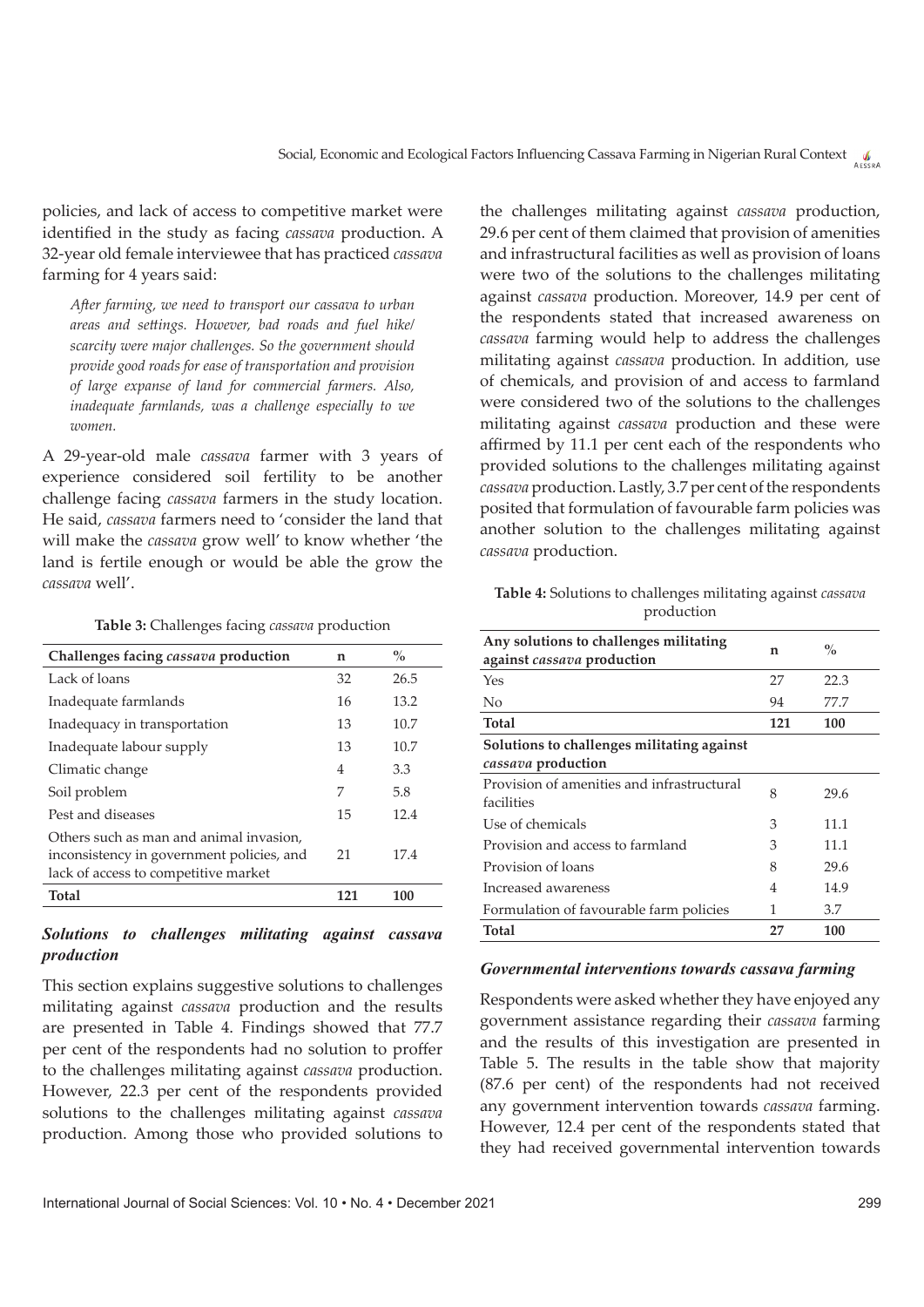policies, and lack of access to competitive market were identified in the study as facing *cassava* production. A 32-year old female interviewee that has practiced *cassava* farming for 4 years said:

> *After farming, we need to transport our cassava to urban areas and settings. However, bad roads and fuel hike/ scarcity were major challenges. So the government should provide good roads for ease of transportation and provision of large expanse of land for commercial farmers. Also, inadequate farmlands, was a challenge especially to we women.*

A 29-year-old male *cassava* farmer with 3 years of experience considered soil fertility to be another challenge facing *cassava* farmers in the study location. He said, *cassava* farmers need to 'consider the land that will make the *cassava* grow well' to know whether 'the land is fertile enough or would be able the grow the *cassava* well'.

**Table 3:** Challenges facing *cassava* production

| Challenges facing *cassava* production | n | % |
|---|---|---|
| Lack of loans | 32 | 26.5 |
| Inadequate farmlands | 16 | 13.2 |
| Inadequacy in transportation | 13 | 10.7 |
| Inadequate labour supply | 13 | 10.7 |
| Climatic change | 4 | 3.3 |
| Soil problem | 7 | 5.8 |
| Pest and diseases | 15 | 12.4 |
| Others such as man and animal invasion, inconsistency in government policies, and lack of access to competitive market | 21 | 17.4 |
| **Total** | **121** | **100** |

### *Solutions to challenges militating against cassava production*

This section explains suggestive solutions to challenges militating against *cassava* production and the results are presented in Table 4. Findings showed that 77.7 per cent of the respondents had no solution to proffer to the challenges militating against *cassava* production. However, 22.3 per cent of the respondents provided solutions to the challenges militating against *cassava* production. Among those who provided solutions to the challenges militating against *cassava* production, 29.6 per cent of them claimed that provision of amenities and infrastructural facilities as well as provision of loans were two of the solutions to the challenges militating against *cassava* production. Moreover, 14.9 per cent of the respondents stated that increased awareness on *cassava* farming would help to address the challenges militating against *cassava* production. In addition, use of chemicals, and provision of and access to farmland were considered two of the solutions to the challenges militating against *cassava* production and these were affirmed by 11.1 per cent each of the respondents who provided solutions to the challenges militating against *cassava* production. Lastly, 3.7 per cent of the respondents posited that formulation of favourable farm policies was another solution to the challenges militating against *cassava* production.

**Table 4:** Solutions to challenges militating against *cassava* production

| Any solutions to challenges militating against *cassava* production | n | % |
|---|---|---|
| Yes | 27 | 22.3 |
| No | 94 | 77.7 |
| **Total** | **121** | **100** |
| **Solutions to challenges militating against *cassava* production** | | |
| Provision of amenities and infrastructural facilities | 8 | 29.6 |
| Use of chemicals | 3 | 11.1 |
| Provision and access to farmland | 3 | 11.1 |
| Provision of loans | 8 | 29.6 |
| Increased awareness | 4 | 14.9 |
| Formulation of favourable farm policies | 1 | 3.7 |
| **Total** | **27** | **100** |

### *Governmental interventions towards cassava farming*

Respondents were asked whether they have enjoyed any government assistance regarding their *cassava* farming and the results of this investigation are presented in Table 5. The results in the table show that majority (87.6 per cent) of the respondents had not received any government intervention towards *cassava* farming. However, 12.4 per cent of the respondents stated that they had received governmental intervention towards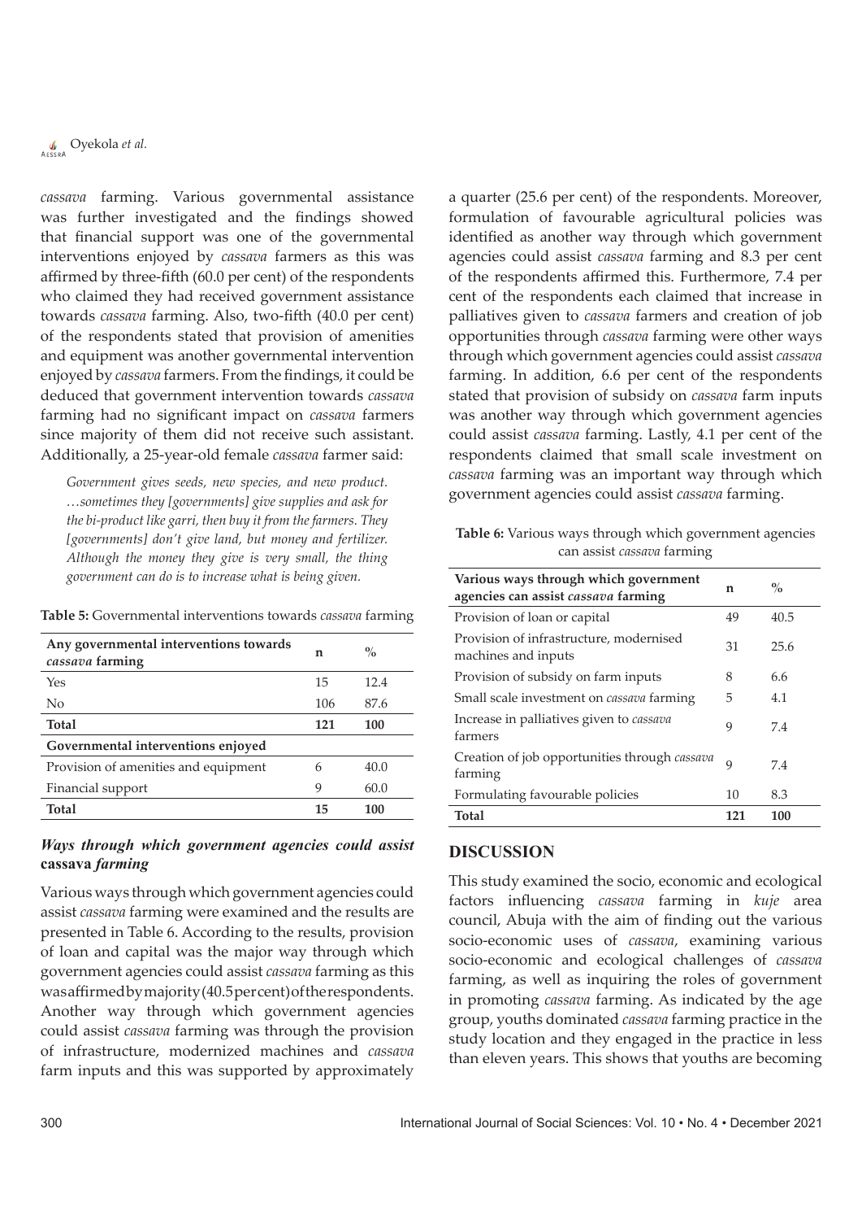*cassava* farming. Various governmental assistance was further investigated and the findings showed that financial support was one of the governmental interventions enjoyed by *cassava* farmers as this was affirmed by three-fifth (60.0 per cent) of the respondents who claimed they had received government assistance towards *cassava* farming. Also, two-fifth (40.0 per cent) of the respondents stated that provision of amenities and equipment was another governmental intervention enjoyed by *cassava* farmers. From the findings, it could be deduced that government intervention towards *cassava* farming had no significant impact on *cassava* farmers since majority of them did not receive such assistant. Additionally, a 25-year-old female *cassava* farmer said:

> *Government gives seeds, new species, and new product. …sometimes they [governments] give supplies and ask for the bi-product like garri, then buy it from the farmers. They [governments] don't give land, but money and fertilizer. Although the money they give is very small, the thing government can do is to increase what is being given.*

**Table 5:** Governmental interventions towards *cassava* farming

| Any governmental interventions towards *cassava* farming | n | % |
|---|---|---|
| Yes | 15 | 12.4 |
| No | 106 | 87.6 |
| **Total** | **121** | **100** |
| **Governmental interventions enjoyed** | | |
| Provision of amenities and equipment | 6 | 40.0 |
| Financial support | 9 | 60.0 |
| **Total** | **15** | **100** |

### *Ways through which government agencies could assist* cassava *farming*

Various ways through which government agencies could assist *cassava* farming were examined and the results are presented in Table 6. According to the results, provision of loan and capital was the major way through which government agencies could assist *cassava* farming as this was affirmed by majority (40.5 per cent) of the respondents. Another way through which government agencies could assist *cassava* farming was through the provision of infrastructure, modernized machines and *cassava* farm inputs and this was supported by approximately a quarter (25.6 per cent) of the respondents. Moreover, formulation of favourable agricultural policies was identified as another way through which government agencies could assist *cassava* farming and 8.3 per cent of the respondents affirmed this. Furthermore, 7.4 per cent of the respondents each claimed that increase in palliatives given to *cassava* farmers and creation of job opportunities through *cassava* farming were other ways through which government agencies could assist *cassava* farming. In addition, 6.6 per cent of the respondents stated that provision of subsidy on *cassava* farm inputs was another way through which government agencies could assist *cassava* farming. Lastly, 4.1 per cent of the respondents claimed that small scale investment on *cassava* farming was an important way through which government agencies could assist *cassava* farming.

**Table 6:** Various ways through which government agencies can assist *cassava* farming

| Various ways through which government agencies can assist *cassava* farming | n | % |
|---|---|---|
| Provision of loan or capital | 49 | 40.5 |
| Provision of infrastructure, modernised machines and inputs | 31 | 25.6 |
| Provision of subsidy on farm inputs | 8 | 6.6 |
| Small scale investment on *cassava* farming | 5 | 4.1 |
| Increase in palliatives given to *cassava* farmers | 9 | 7.4 |
| Creation of job opportunities through *cassava* farming | 9 | 7.4 |
| Formulating favourable policies | 10 | 8.3 |
| **Total** | **121** | **100** |

## DISCUSSION

This study examined the socio, economic and ecological factors influencing *cassava* farming in *kuje* area council, Abuja with the aim of finding out the various socio-economic uses of *cassava*, examining various socio-economic and ecological challenges of *cassava* farming, as well as inquiring the roles of government in promoting *cassava* farming. As indicated by the age group, youths dominated *cassava* farming practice in the study location and they engaged in the practice in less than eleven years. This shows that youths are becoming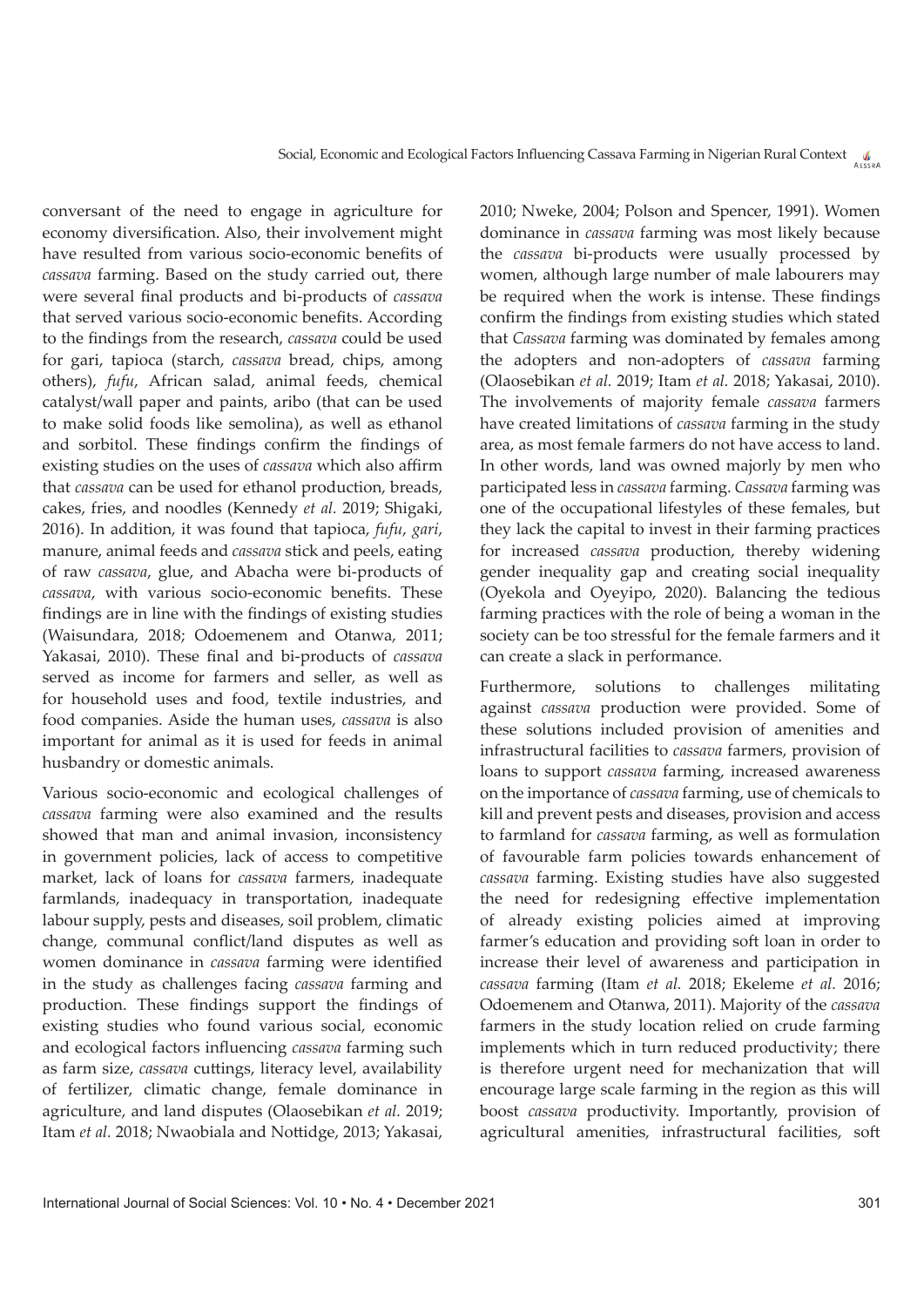conversant of the need to engage in agriculture for economy diversification. Also, their involvement might have resulted from various socio-economic benefits of *cassava* farming. Based on the study carried out, there were several final products and bi-products of *cassava* that served various socio-economic benefits. According to the findings from the research, *cassava* could be used for gari, tapioca (starch, *cassava* bread, chips, among others), *fufu*, African salad, animal feeds, chemical catalyst/wall paper and paints, aribo (that can be used to make solid foods like semolina), as well as ethanol and sorbitol. These findings confirm the findings of existing studies on the uses of *cassava* which also affirm that *cassava* can be used for ethanol production, breads, cakes, fries, and noodles (Kennedy *et al.* 2019; Shigaki, 2016). In addition, it was found that tapioca, *fufu*, *gari*, manure, animal feeds and *cassava* stick and peels, eating of raw *cassava*, glue, and Abacha were bi-products of *cassava*, with various socio-economic benefits. These findings are in line with the findings of existing studies (Waisundara, 2018; Odoemenem and Otanwa, 2011; Yakasai, 2010). These final and bi-products of *cassava* served as income for farmers and seller, as well as for household uses and food, textile industries, and food companies. Aside the human uses, *cassava* is also important for animal as it is used for feeds in animal husbandry or domestic animals.

Various socio-economic and ecological challenges of *cassava* farming were also examined and the results showed that man and animal invasion, inconsistency in government policies, lack of access to competitive market, lack of loans for *cassava* farmers, inadequate farmlands, inadequacy in transportation, inadequate labour supply, pests and diseases, soil problem, climatic change, communal conflict/land disputes as well as women dominance in *cassava* farming were identified in the study as challenges facing *cassava* farming and production. These findings support the findings of existing studies who found various social, economic and ecological factors influencing *cassava* farming such as farm size, *cassava* cuttings, literacy level, availability of fertilizer, climatic change, female dominance in agriculture, and land disputes (Olaosebikan *et al.* 2019; Itam *et al.* 2018; Nwaobiala and Nottidge, 2013; Yakasai, 2010; Nweke, 2004; Polson and Spencer, 1991). Women dominance in *cassava* farming was most likely because the *cassava* bi-products were usually processed by women, although large number of male labourers may be required when the work is intense. These findings confirm the findings from existing studies which stated that *Cassava* farming was dominated by females among the adopters and non-adopters of *cassava* farming (Olaosebikan *et al.* 2019; Itam *et al.* 2018; Yakasai, 2010). The involvements of majority female *cassava* farmers have created limitations of *cassava* farming in the study area, as most female farmers do not have access to land. In other words, land was owned majorly by men who participated less in *cassava* farming. *Cassava* farming was one of the occupational lifestyles of these females, but they lack the capital to invest in their farming practices for increased *cassava* production, thereby widening gender inequality gap and creating social inequality (Oyekola and Oyeyipo, 2020). Balancing the tedious farming practices with the role of being a woman in the society can be too stressful for the female farmers and it can create a slack in performance.

Furthermore, solutions to challenges militating against *cassava* production were provided. Some of these solutions included provision of amenities and infrastructural facilities to *cassava* farmers, provision of loans to support *cassava* farming, increased awareness on the importance of *cassava* farming, use of chemicals to kill and prevent pests and diseases, provision and access to farmland for *cassava* farming, as well as formulation of favourable farm policies towards enhancement of *cassava* farming. Existing studies have also suggested the need for redesigning effective implementation of already existing policies aimed at improving farmer's education and providing soft loan in order to increase their level of awareness and participation in *cassava* farming (Itam *et al.* 2018; Ekeleme *et al.* 2016; Odoemenem and Otanwa, 2011). Majority of the *cassava* farmers in the study location relied on crude farming implements which in turn reduced productivity; there is therefore urgent need for mechanization that will encourage large scale farming in the region as this will boost *cassava* productivity. Importantly, provision of agricultural amenities, infrastructural facilities, soft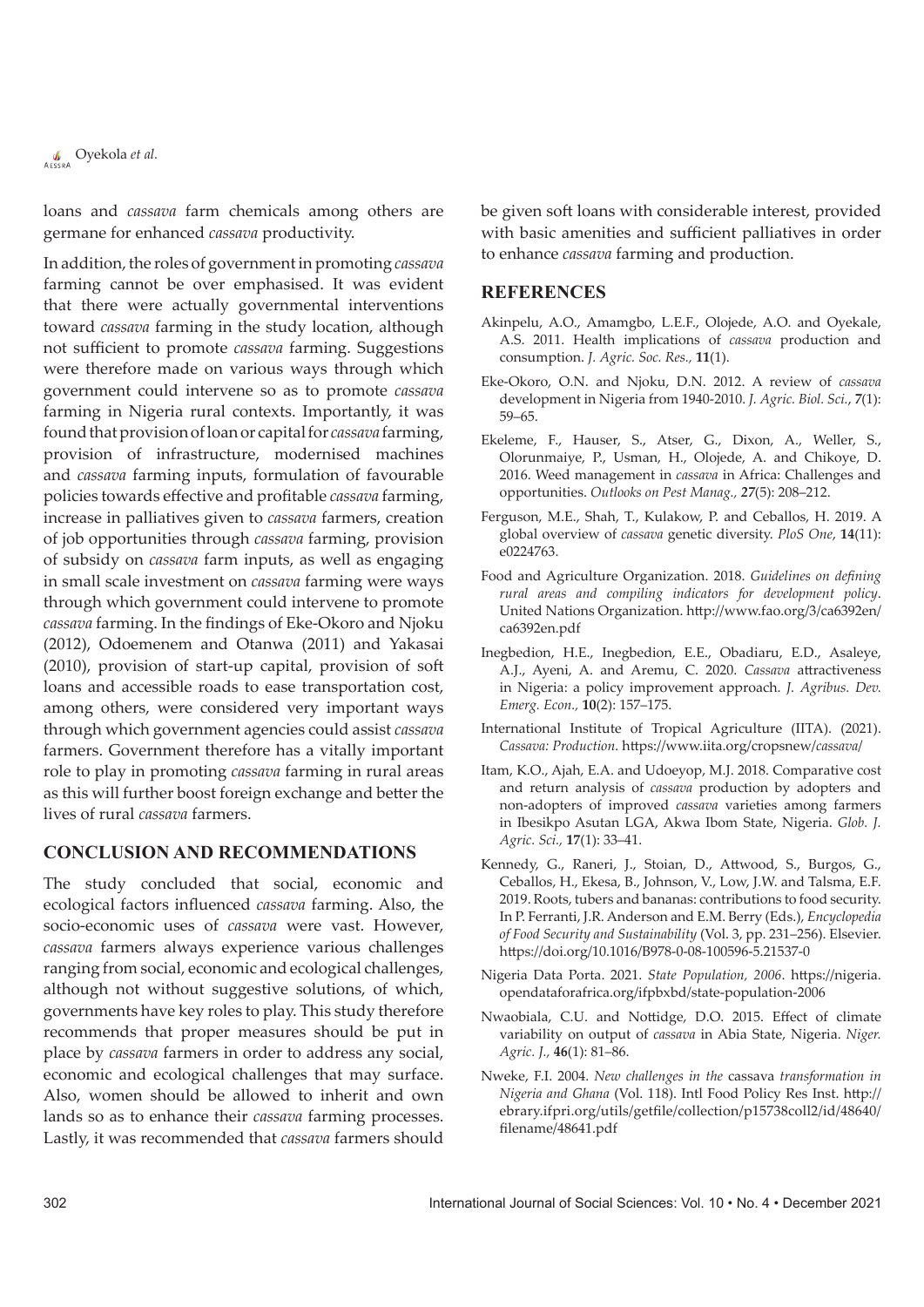loans and *cassava* farm chemicals among others are germane for enhanced *cassava* productivity.

In addition, the roles of government in promoting *cassava* farming cannot be over emphasised. It was evident that there were actually governmental interventions toward *cassava* farming in the study location, although not sufficient to promote *cassava* farming. Suggestions were therefore made on various ways through which government could intervene so as to promote *cassava* farming in Nigeria rural contexts. Importantly, it was found that provision of loan or capital for *cassava* farming, provision of infrastructure, modernised machines and *cassava* farming inputs, formulation of favourable policies towards effective and profitable *cassava* farming, increase in palliatives given to *cassava* farmers, creation of job opportunities through *cassava* farming, provision of subsidy on *cassava* farm inputs, as well as engaging in small scale investment on *cassava* farming were ways through which government could intervene to promote *cassava* farming. In the findings of Eke-Okoro and Njoku (2012), Odoemenem and Otanwa (2011) and Yakasai (2010), provision of start-up capital, provision of soft loans and accessible roads to ease transportation cost, among others, were considered very important ways through which government agencies could assist *cassava* farmers. Government therefore has a vitally important role to play in promoting *cassava* farming in rural areas as this will further boost foreign exchange and better the lives of rural *cassava* farmers.

## CONCLUSION AND RECOMMENDATIONS

The study concluded that social, economic and ecological factors influenced *cassava* farming. Also, the socio-economic uses of *cassava* were vast. However, *cassava* farmers always experience various challenges ranging from social, economic and ecological challenges, although not without suggestive solutions, of which, governments have key roles to play. This study therefore recommends that proper measures should be put in place by *cassava* farmers in order to address any social, economic and ecological challenges that may surface. Also, women should be allowed to inherit and own lands so as to enhance their *cassava* farming processes. Lastly, it was recommended that *cassava* farmers should be given soft loans with considerable interest, provided with basic amenities and sufficient palliatives in order to enhance *cassava* farming and production.

## REFERENCES

Akinpelu, A.O., Amamgbo, L.E.F., Olojede, A.O. and Oyekale, A.S. 2011. Health implications of *cassava* production and consumption. *J. Agric. Soc. Res.,* **11**(1).

Eke-Okoro, O.N. and Njoku, D.N. 2012. A review of *cassava* development in Nigeria from 1940-2010. *J. Agric. Biol. Sci.*, *7*(1): 59–65.

Ekeleme, F., Hauser, S., Atser, G., Dixon, A., Weller, S., Olorunmaiye, P., Usman, H., Olojede, A. and Chikoye, D. 2016. Weed management in *cassava* in Africa: Challenges and opportunities. *Outlooks on Pest Manag.,* **27**(5): 208–212.

Ferguson, M.E., Shah, T., Kulakow, P. and Ceballos, H. 2019. A global overview of *cassava* genetic diversity. *PloS One*, **14**(11): e0224763.

Food and Agriculture Organization. 2018. *Guidelines on defining rural areas and compiling indicators for development policy*. United Nations Organization. http://www.fao.org/3/ca6392en/ca6392en.pdf

Inegbedion, H.E., Inegbedion, E.E., Obadiaru, E.D., Asaleye, A.J., Ayeni, A. and Aremu, C. 2020. *Cassava* attractiveness in Nigeria: a policy improvement approach. *J. Agribus. Dev. Emerg. Econ.,* **10**(2): 157–175.

International Institute of Tropical Agriculture (IITA). (2021). *Cassava: Production*. https://www.iita.org/cropsnew/*cassava*/

Itam, K.O., Ajah, E.A. and Udoeyop, M.J. 2018. Comparative cost and return analysis of *cassava* production by adopters and non-adopters of improved *cassava* varieties among farmers in Ibesikpo Asutan LGA, Akwa Ibom State, Nigeria. *Glob. J. Agric. Sci.,* **17**(1): 33–41.

Kennedy, G., Raneri, J., Stoian, D., Attwood, S., Burgos, G., Ceballos, H., Ekesa, B., Johnson, V., Low, J.W. and Talsma, E.F. 2019. Roots, tubers and bananas: contributions to food security. In P. Ferranti, J.R. Anderson and E.M. Berry (Eds.), *Encyclopedia of Food Security and Sustainability* (Vol. 3, pp. 231–256). Elsevier. https://doi.org/10.1016/B978-0-08-100596-5.21537-0

Nigeria Data Porta. 2021. *State Population, 2006*. https://nigeria.opendataforafrica.org/ifpbxbd/state-population-2006

Nwaobiala, C.U. and Nottidge, D.O. 2015. Effect of climate variability on output of *cassava* in Abia State, Nigeria. *Niger. Agric. J.,* **46**(1): 81–86.

Nweke, F.I. 2004. *New challenges in the* cassava *transformation in Nigeria and Ghana* (Vol. 118). Intl Food Policy Res Inst. http://ebrary.ifpri.org/utils/getfile/collection/p15738coll2/id/48640/filename/48641.pdf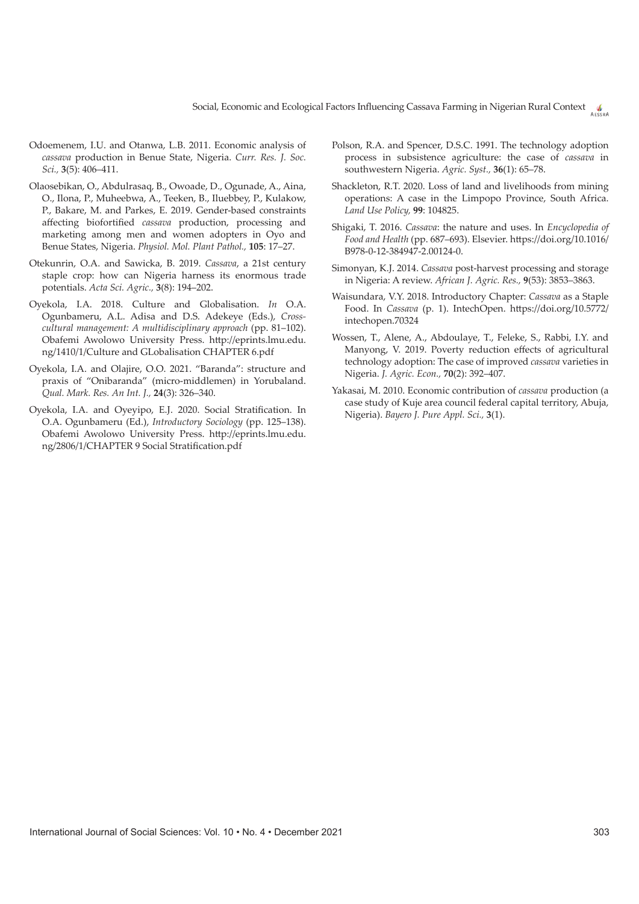Odoemenem, I.U. and Otanwa, L.B. 2011. Economic analysis of *cassava* production in Benue State, Nigeria. *Curr. Res. J. Soc. Sci.,* **3**(5): 406–411.

Olaosebikan, O., Abdulrasaq, B., Owoade, D., Ogunade, A., Aina, O., Ilona, P., Muheebwa, A., Teeken, B., Iluebbey, P., Kulakow, P., Bakare, M. and Parkes, E. 2019. Gender-based constraints affecting biofortified *cassava* production, processing and marketing among men and women adopters in Oyo and Benue States, Nigeria. *Physiol. Mol. Plant Pathol.,* **105**: 17–27.

Otekunrin, O.A. and Sawicka, B. 2019. *Cassava*, a 21st century staple crop: how can Nigeria harness its enormous trade potentials. *Acta Sci. Agric.,* **3**(8): 194–202.

Oyekola, I.A. 2018. Culture and Globalisation. *In* O.A. Ogunbameru, A.L. Adisa and D.S. Adekeye (Eds.), *Cross-cultural management: A multidisciplinary approach* (pp. 81–102). Obafemi Awolowo University Press. http://eprints.lmu.edu.ng/1410/1/Culture and GLobalisation CHAPTER 6.pdf

Oyekola, I.A. and Olajire, O.O. 2021. "Baranda": structure and praxis of "Onibaranda" (micro-middlemen) in Yorubaland. *Qual. Mark. Res. An Int. J.,* **24**(3): 326–340.

Oyekola, I.A. and Oyeyipo, E.J. 2020. Social Stratification. In O.A. Ogunbameru (Ed.), *Introductory Sociology* (pp. 125–138). Obafemi Awolowo University Press. http://eprints.lmu.edu.ng/2806/1/CHAPTER 9 Social Stratification.pdf

Polson, R.A. and Spencer, D.S.C. 1991. The technology adoption process in subsistence agriculture: the case of *cassava* in southwestern Nigeria. *Agric. Syst.,* **36**(1): 65–78.

Shackleton, R.T. 2020. Loss of land and livelihoods from mining operations: A case in the Limpopo Province, South Africa. *Land Use Policy,* **99**: 104825.

Shigaki, T. 2016. *Cassava*: the nature and uses. In *Encyclopedia of Food and Health* (pp. 687–693). Elsevier. https://doi.org/10.1016/B978-0-12-384947-2.00124-0.

Simonyan, K.J. 2014. *Cassava* post-harvest processing and storage in Nigeria: A review. *African J. Agric. Res.,* **9**(53): 3853–3863.

Waisundara, V.Y. 2018. Introductory Chapter: *Cassava* as a Staple Food. In *Cassava* (p. 1). IntechOpen. https://doi.org/10.5772/intechopen.70324

Wossen, T., Alene, A., Abdoulaye, T., Feleke, S., Rabbi, I.Y. and Manyong, V. 2019. Poverty reduction effects of agricultural technology adoption: The case of improved *cassava* varieties in Nigeria. *J. Agric. Econ.,* **70**(2): 392–407.

Yakasai, M. 2010. Economic contribution of *cassava* production (a case study of Kuje area council federal capital territory, Abuja, Nigeria). *Bayero J. Pure Appl. Sci.,* **3**(1).